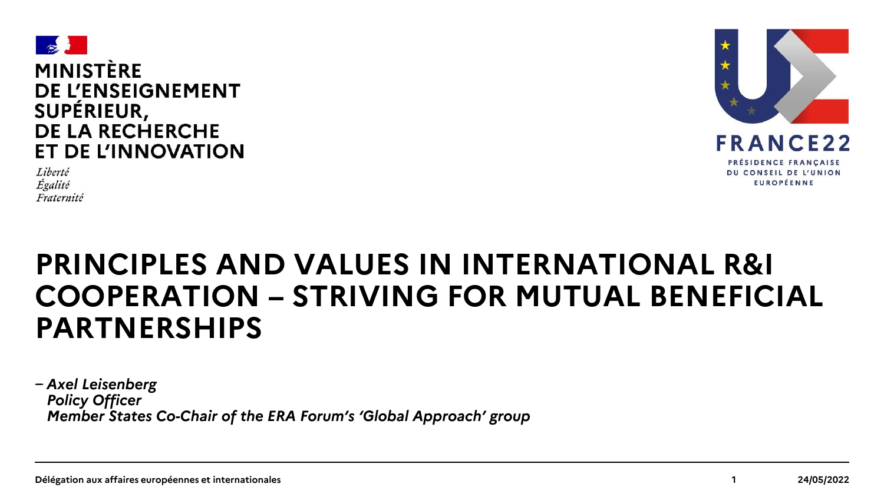MINISTÈRE
DE L'ENSEIGNEMENT
SUPÉRIEUR,
DE LA RECHERCHE
ET DE L'INNOVATION

*Liberté*
*Égalité*
*Fraternité*

FRANCE22
PRÉSIDENCE FRANÇAISE
DU CONSEIL DE L'UNION
EUROPÉENNE

# PRINCIPLES AND VALUES IN INTERNATIONAL R&I COOPERATION – STRIVING FOR MUTUAL BENEFICIAL PARTNERSHIPS

– ***Axel Leisenberg***
***Policy Officer***
***Member States Co-Chair of the ERA Forum's 'Global Approach' group***

**Délégation aux affaires européennes et internationales**

**24/05/2022**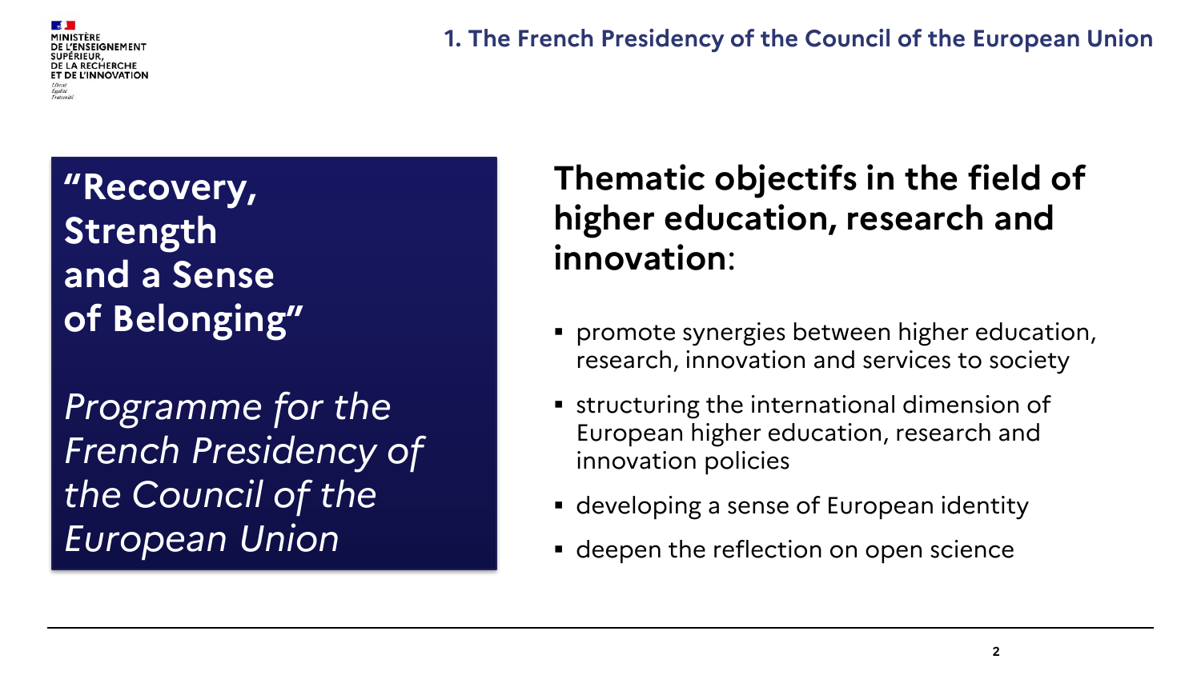## 1. The French Presidency of the Council of the European Union

**"Recovery, Strength and a Sense of Belonging"**

*Programme for the French Presidency of the Council of the European Union*

**Thematic objectifs in the field of higher education, research and innovation**:

- promote synergies between higher education, research, innovation and services to society
- structuring the international dimension of European higher education, research and innovation policies
- developing a sense of European identity
- deepen the reflection on open science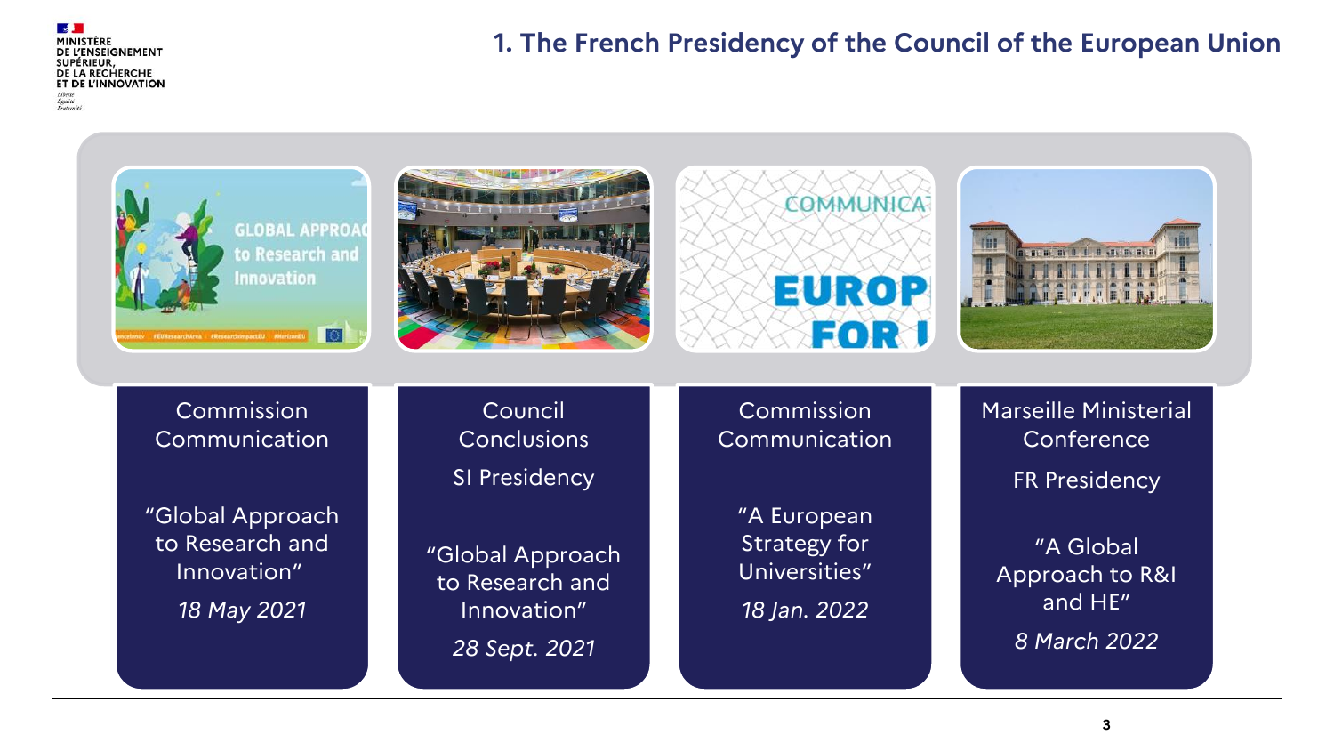## 1. The French Presidency of the Council of the European Union

**Commission Communication**

"Global Approach to Research and Innovation"

*18 May 2021*

**Council Conclusions**

SI Presidency

"Global Approach to Research and Innovation"

*28 Sept. 2021*

**Commission Communication**

"A European Strategy for Universities"

*18 Jan. 2022*

**Marseille Ministerial Conference**

FR Presidency

"A Global Approach to R&I and HE"

*8 March 2022*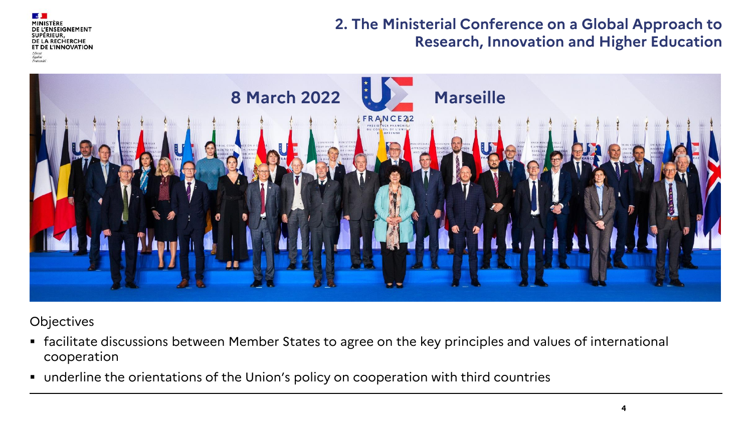## 2. The Ministerial Conference on a Global Approach to Research, Innovation and Higher Education

Objectives

- facilitate discussions between Member States to agree on the key principles and values of international cooperation
- underline the orientations of the Union's policy on cooperation with third countries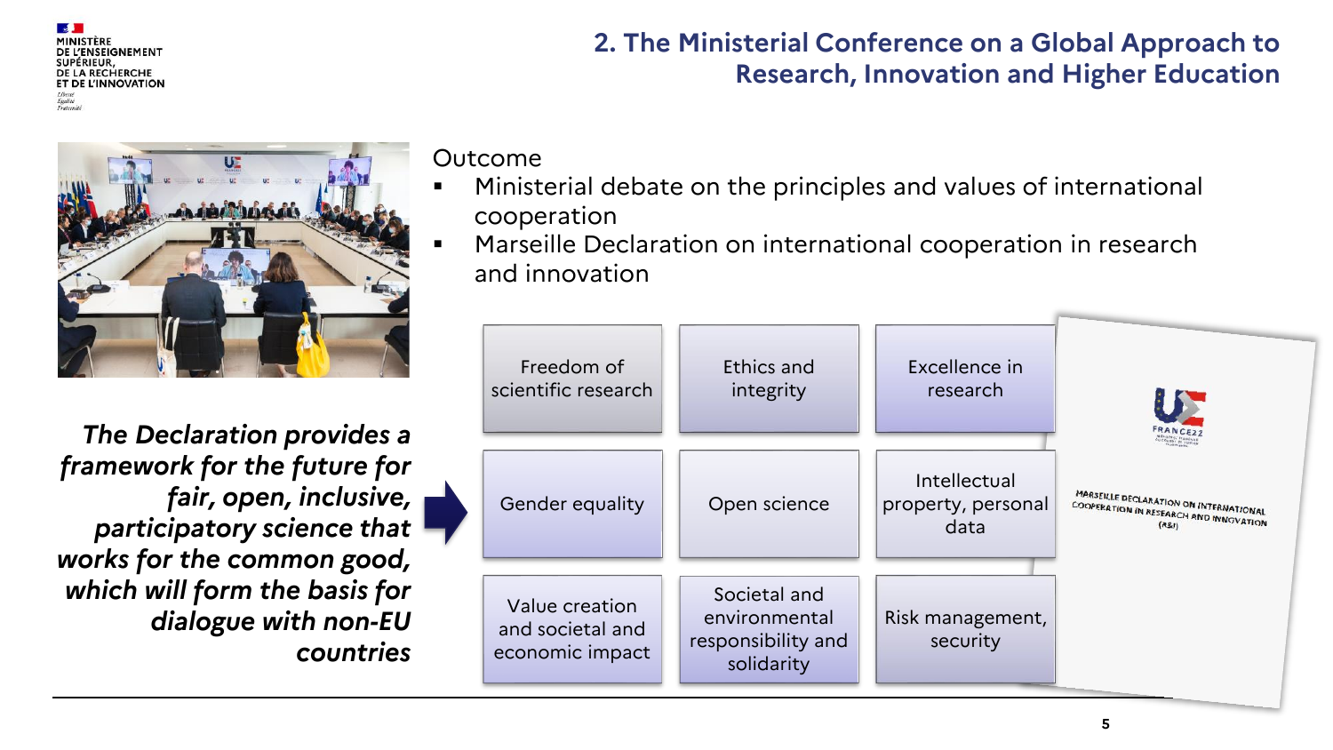## 2. The Ministerial Conference on a Global Approach to Research, Innovation and Higher Education

Outcome

- Ministerial debate on the principles and values of international cooperation
- Marseille Declaration on international cooperation in research and innovation

***The Declaration provides a framework for the future for fair, open, inclusive, participatory science that works for the common good, which will form the basis for dialogue with non-EU countries***

| | | |
|---|---|---|
| Freedom of scientific research | Ethics and integrity | Excellence in research |
| Gender equality | Open science | Intellectual property, personal data |
| Value creation and societal and economic impact | Societal and environmental responsibility and solidarity | Risk management, security |

MARSEILLE DECLARATION ON INTERNATIONAL COOPERATION IN RESEARCH AND INNOVATION (R&I)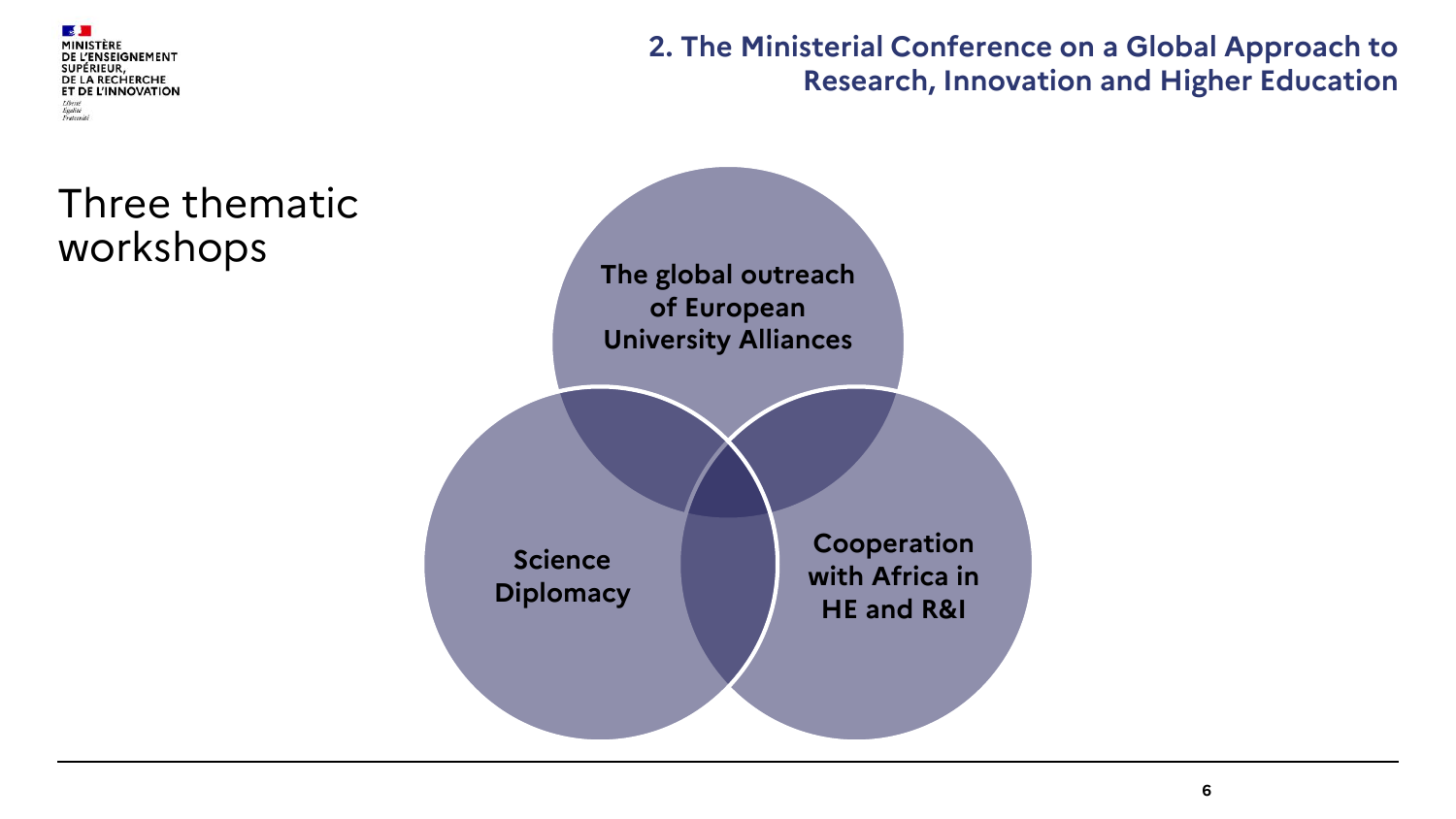## 2. The Ministerial Conference on a Global Approach to Research, Innovation and Higher Education

# Three thematic workshops

- **The global outreach of European University Alliances**
- **Science Diplomacy**
- **Cooperation with Africa in HE and R&I**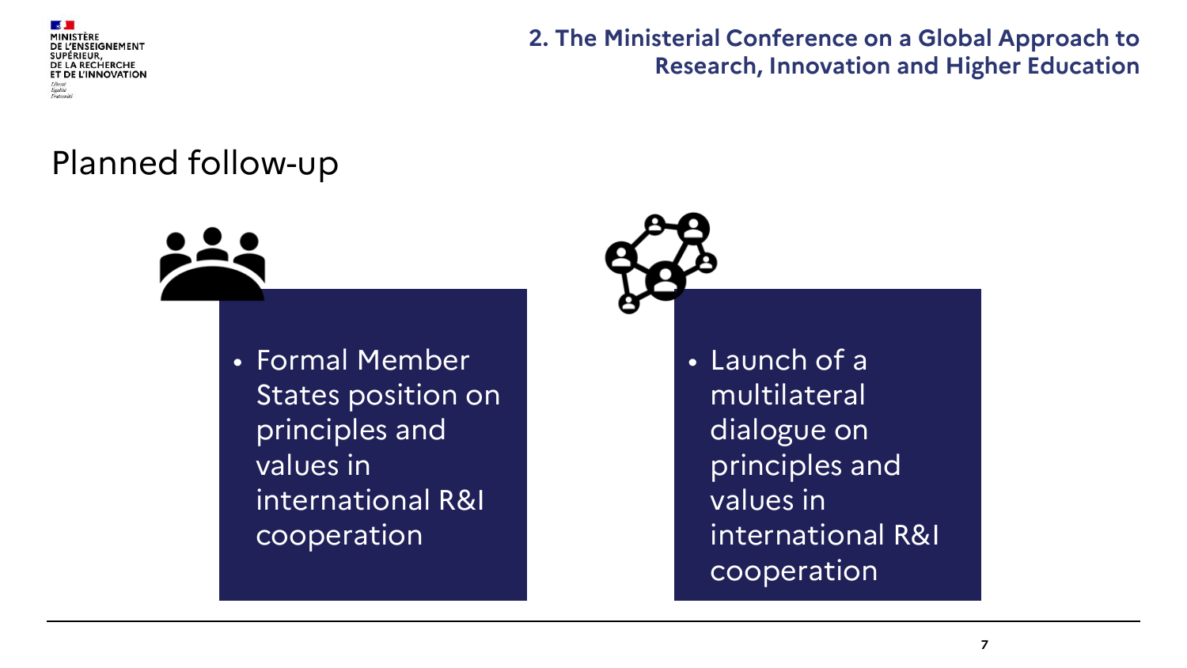## Planned follow-up

- Formal Member States position on principles and values in international R&I cooperation

- Launch of a multilateral dialogue on principles and values in international R&I cooperation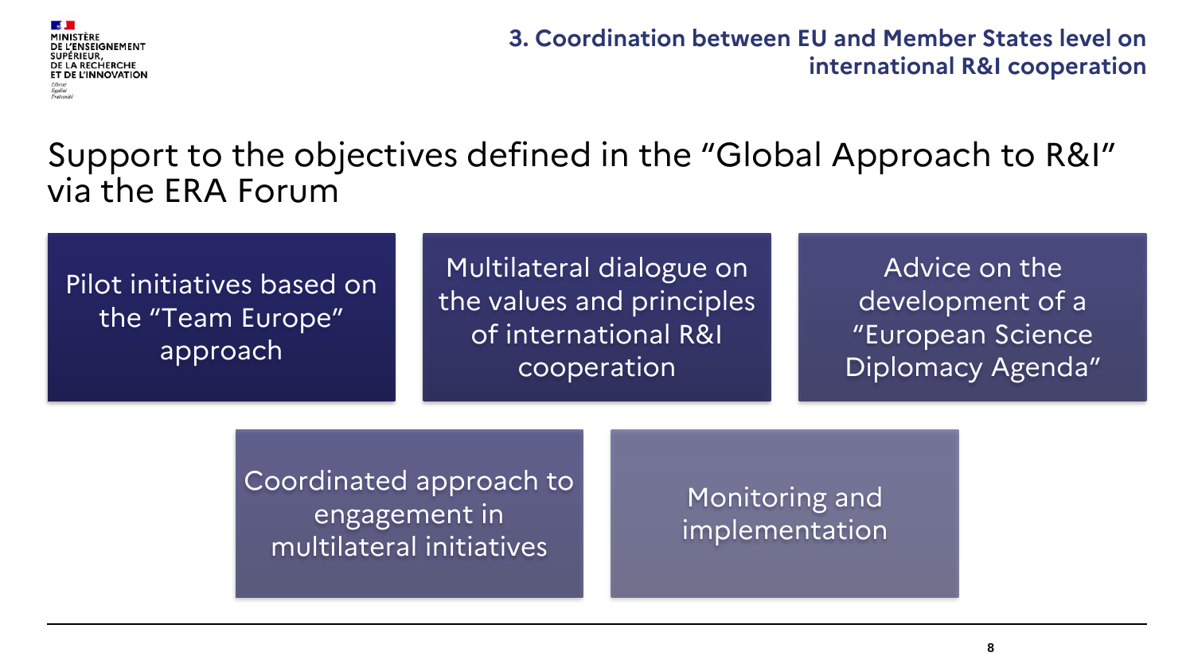## 3. Coordination between EU and Member States level on international R&I cooperation

# Support to the objectives defined in the "Global Approach to R&I" via the ERA Forum

- Pilot initiatives based on the "Team Europe" approach
- Multilateral dialogue on the values and principles of international R&I cooperation
- Advice on the development of a "European Science Diplomacy Agenda"
- Coordinated approach to engagement in multilateral initiatives
- Monitoring and implementation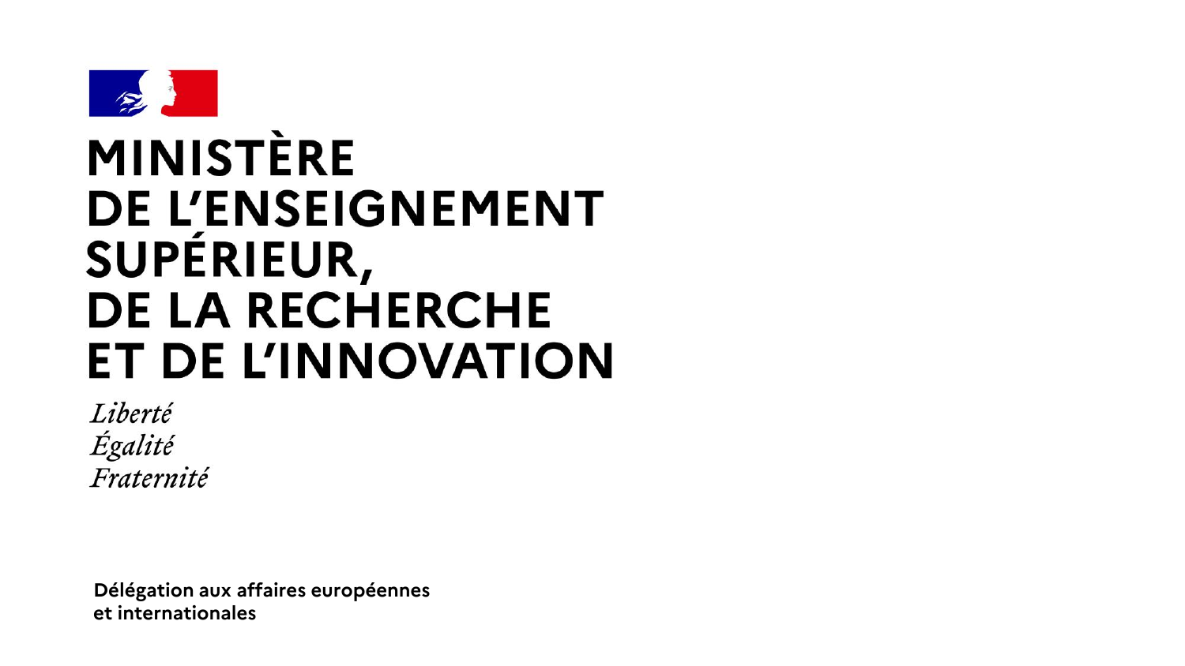**MINISTÈRE DE L'ENSEIGNEMENT SUPÉRIEUR, DE LA RECHERCHE ET DE L'INNOVATION**

*Liberté*
*Égalité*
*Fraternité*

**Délégation aux affaires européennes et internationales**